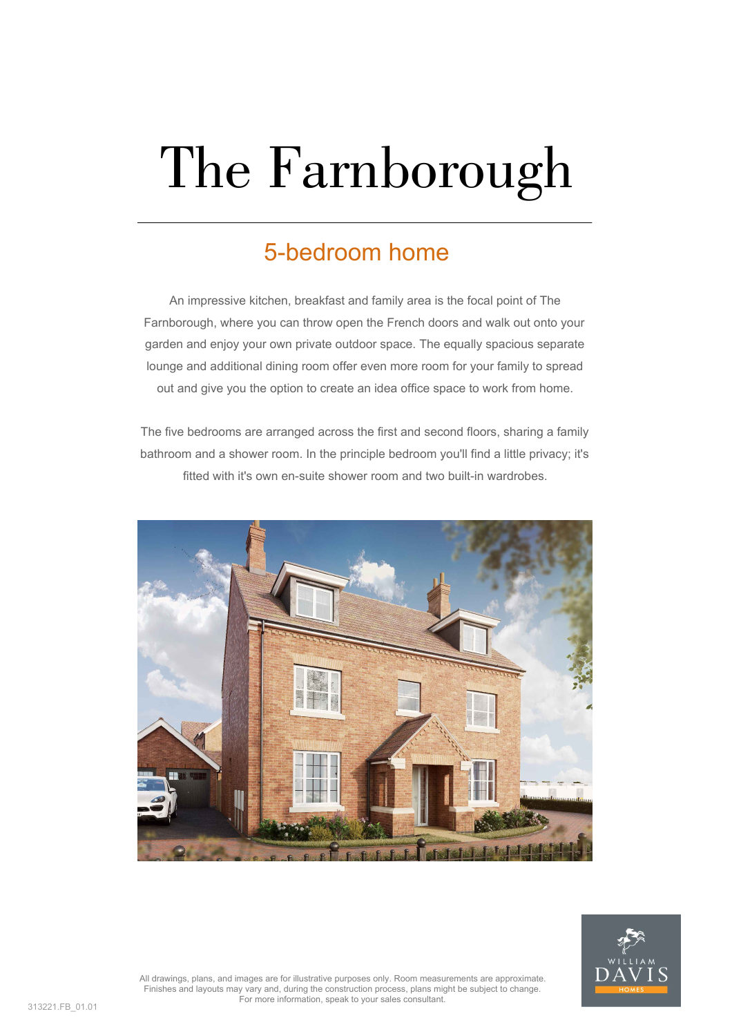# The Farnborough

## 5-bedroom home

An impressive kitchen, breakfast and family area is the focal point of The Farnborough, where you can throw open the French doors and walk out onto your garden and enjoy your own private outdoor space. The equally spacious separate lounge and additional dining room offer even more room for your family to spread out and give you the option to create an idea office space to work from home.

The five bedrooms are arranged across the first and second floors, sharing a family bathroom and a shower room. In the principle bedroom you'll find a little privacy; it's fitted with it's own en-suite shower room and two built-in wardrobes.

All drawings, plans, and images are for illustrative purposes only. Room measurements are approximate. Finishes and layouts may vary and, during the construction process, plans might be subject to change. For more information, speak to your sales consultant.

WILLIAM DAVIS HOMES

313221.FB_01.01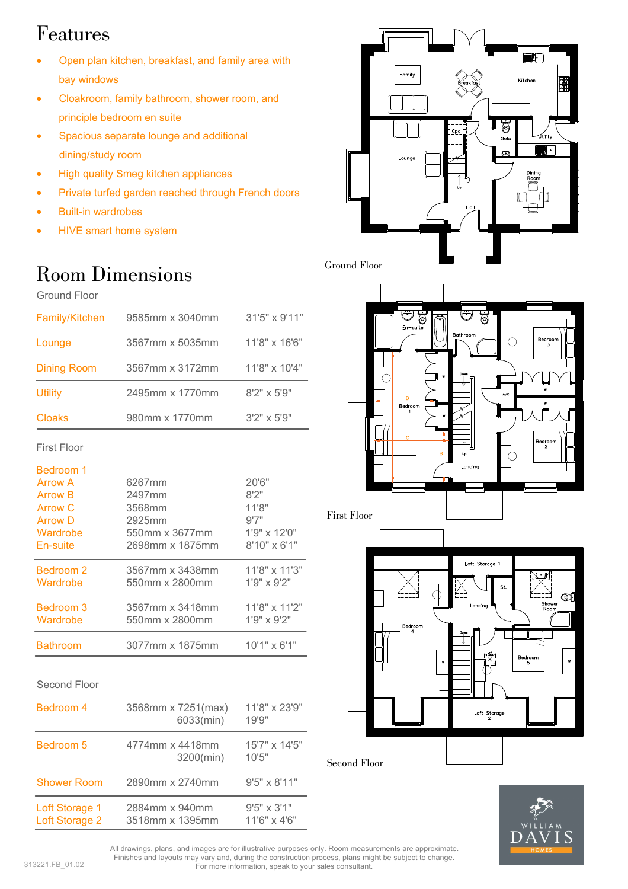# Features

- Open plan kitchen, breakfast, and family area with bay windows
- Cloakroom, family bathroom, shower room, and principle bedroom en suite
- Spacious separate lounge and additional dining/study room
- High quality Smeg kitchen appliances
- Private turfed garden reached through French doors
- Built-in wardrobes
- HIVE smart home system

# Room Dimensions

## Ground Floor

| | | |
|---|---|---|
| Family/Kitchen | 9585mm x 3040mm | 31'5" x 9'11" |
| Lounge | 3567mm x 5035mm | 11'8" x 16'6" |
| Dining Room | 3567mm x 3172mm | 11'8" x 10'4" |
| Utility | 2495mm x 1770mm | 8'2" x 5'9" |
| Cloaks | 980mm x 1770mm | 3'2" x 5'9" |

## First Floor

| | | |
|---|---|---|
| Bedroom 1 | | |
| Arrow A | 6267mm | 20'6" |
| Arrow B | 2497mm | 8'2" |
| Arrow C | 3568mm | 11'8" |
| Arrow D | 2925mm | 9'7" |
| Wardrobe | 550mm x 3677mm | 1'9" x 12'0" |
| En-suite | 2698mm x 1875mm | 8'10" x 6'1" |
| Bedroom 2 | 3567mm x 3438mm | 11'8" x 11'3" |
| Wardrobe | 550mm x 2800mm | 1'9" x 9'2" |
| Bedroom 3 | 3567mm x 3418mm | 11'8" x 11'2" |
| Wardrobe | 550mm x 2800mm | 1'9" x 9'2" |
| Bathroom | 3077mm x 1875mm | 10'1" x 6'1" |

## Second Floor

| | | |
|---|---|---|
| Bedroom 4 | 3568mm x 7251(max) 6033(min) | 11'8" x 23'9" 19'9" |
| Bedroom 5 | 4774mm x 4418mm 3200(min) | 15'7" x 14'5" 10'5" |
| Shower Room | 2890mm x 2740mm | 9'5" x 8'11" |
| Loft Storage 1 | 2884mm x 940mm | 9'5" x 3'1" |
| Loft Storage 2 | 3518mm x 1395mm | 11'6" x 4'6" |

Family
Breakfast
Kitchen
Cpd
Cloaks
Utility
Lounge
Up
Dining Room
Hall

Ground Floor

En-suite
Bathroom
Bedroom 3
Down
Bedroom 1
A/C
A
B
C
D
Bedroom 2
Up
Landing

First Floor

Loft Storage 1
St.
Landing
Shower Room
Bedroom 4
Down
Bedroom 5
Loft Storage 2

Second Floor

WILLIAM DAVIS HOMES

313221.FB_01.02

All drawings, plans, and images are for illustrative purposes only. Room measurements are approximate. Finishes and layouts may vary and, during the construction process, plans might be subject to change. For more information, speak to your sales consultant.